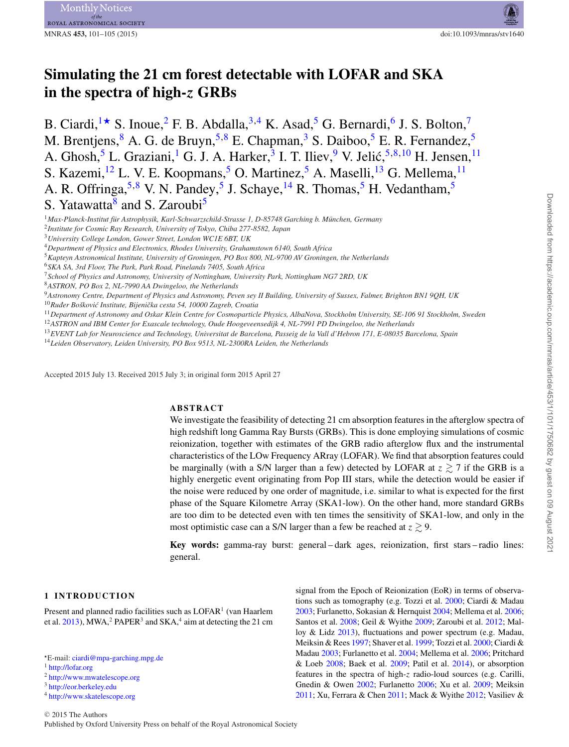# Simulating the 21 cm forest detectable with LOFAR and SKA in the spectra of high-$z$ GRBs

B. Ciardi,[1★] S. Inoue,[2] F. B. Abdalla,[3,4] K. Asad,[5] G. Bernardi,[6] J. S. Bolton,[7] M. Brentjens,[8] A. G. de Bruyn,[5,8] E. Chapman,[3] S. Daiboo,[5] E. R. Fernandez,[5] A. Ghosh,[5] L. Graziani,[1] G. J. A. Harker,[3] I. T. Iliev,[9] V. Jelić,[5,8,10] H. Jensen,[11] S. Kazemi,[12] L. V. E. Koopmans,[5] O. Martinez,[5] A. Maselli,[13] G. Mellema,[11] A. R. Offringa,[5,8] V. N. Pandey,[5] J. Schaye,[14] R. Thomas,[5] H. Vedantham,[5] S. Yatawatta[8] and S. Zaroubi[5]

[1]*Max-Planck-Institut für Astrophysik, Karl-Schwarzschild-Strasse 1, D-85748 Garching b. München, Germany*
[2]*Institute for Cosmic Ray Research, University of Tokyo, Chiba 277-8582, Japan*
[3]*University College London, Gower Street, London WC1E 6BT, UK*
[4]*Department of Physics and Electronics, Rhodes University, Grahamstown 6140, South Africa*
[5]*Kapteyn Astronomical Institute, University of Groningen, PO Box 800, NL-9700 AV Groningen, the Netherlands*
[6]*SKA SA, 3rd Floor, The Park, Park Road, Pinelands 7405, South Africa*
[7]*School of Physics and Astronomy, University of Nottingham, University Park, Nottingham NG7 2RD, UK*
[8]*ASTRON, PO Box 2, NL-7990 AA Dwingeloo, the Netherlands*
[9]*Astronomy Centre, Department of Physics and Astronomy, Peven sey II Building, University of Sussex, Falmer, Brighton BN1 9QH, UK*
[10]*Ruđer Bošković Institute, Bijenička cesta 54, 10000 Zagreb, Croatia*
[11]*Department of Astronomy and Oskar Klein Centre for Cosmoparticle Physics, AlbaNova, Stockholm University, SE-106 91 Stockholm, Sweden*
[12]*ASTRON and IBM Center for Exascale technology, Oude Hoogeveensedijk 4, NL-7991 PD Dwingeloo, the Netherlands*
[13]*EVENT Lab for Neuroscience and Technology, Universitat de Barcelona, Passeig de la Vall d'Hebron 171, E-08035 Barcelona, Spain*
[14]*Leiden Observatory, Leiden University, PO Box 9513, NL-2300RA Leiden, the Netherlands*

Accepted 2015 July 13. Received 2015 July 3; in original form 2015 April 27

## ABSTRACT

We investigate the feasibility of detecting 21 cm absorption features in the afterglow spectra of high redshift long Gamma Ray Bursts (GRBs). This is done employing simulations of cosmic reionization, together with estimates of the GRB radio afterglow flux and the instrumental characteristics of the LOw Frequency ARray (LOFAR). We find that absorption features could be marginally (with a S/N larger than a few) detected by LOFAR at $z \gtrsim 7$ if the GRB is a highly energetic event originating from Pop III stars, while the detection would be easier if the noise were reduced by one order of magnitude, i.e. similar to what is expected for the first phase of the Square Kilometre Array (SKA1-low). On the other hand, more standard GRBs are too dim to be detected even with ten times the sensitivity of SKA1-low, and only in the most optimistic case can a S/N larger than a few be reached at $z \gtrsim 9$.

**Key words:** gamma-ray burst: general – dark ages, reionization, first stars – radio lines: general.

## 1 INTRODUCTION

Present and planned radio facilities such as LOFAR[1] (van Haarlem et al. 2013), MWA,[2] PAPER[3] and SKA,[4] aim at detecting the 21 cm signal from the Epoch of Reionization (EoR) in terms of observations such as tomography (e.g. Tozzi et al. 2000; Ciardi & Madau 2003; Furlanetto, Sokasian & Hernquist 2004; Mellema et al. 2006; Santos et al. 2008; Geil & Wyithe 2009; Zaroubi et al. 2012; Malloy & Lidz 2013), fluctuations and power spectrum (e.g. Madau, Meiksin & Rees 1997; Shaver et al. 1999; Tozzi et al. 2000; Ciardi & Madau 2003; Furlanetto et al. 2004; Mellema et al. 2006; Pritchard & Loeb 2008; Baek et al. 2009; Patil et al. 2014), or absorption features in the spectra of high-$z$ radio-loud sources (e.g. Carilli, Gnedin & Owen 2002; Furlanetto 2006; Xu et al. 2009; Meiksin 2011; Xu, Ferrara & Chen 2011; Mack & Wyithe 2012; Vasiliev &

★E-mail: ciardi@mpa-garching.mpg.de
[1] http://lofar.org
[2] http://www.mwatelescope.org
[3] http://eor.berkeley.edu
[4] http://www.skatelescope.org

© 2015 The Authors
Published by Oxford University Press on behalf of the Royal Astronomical Society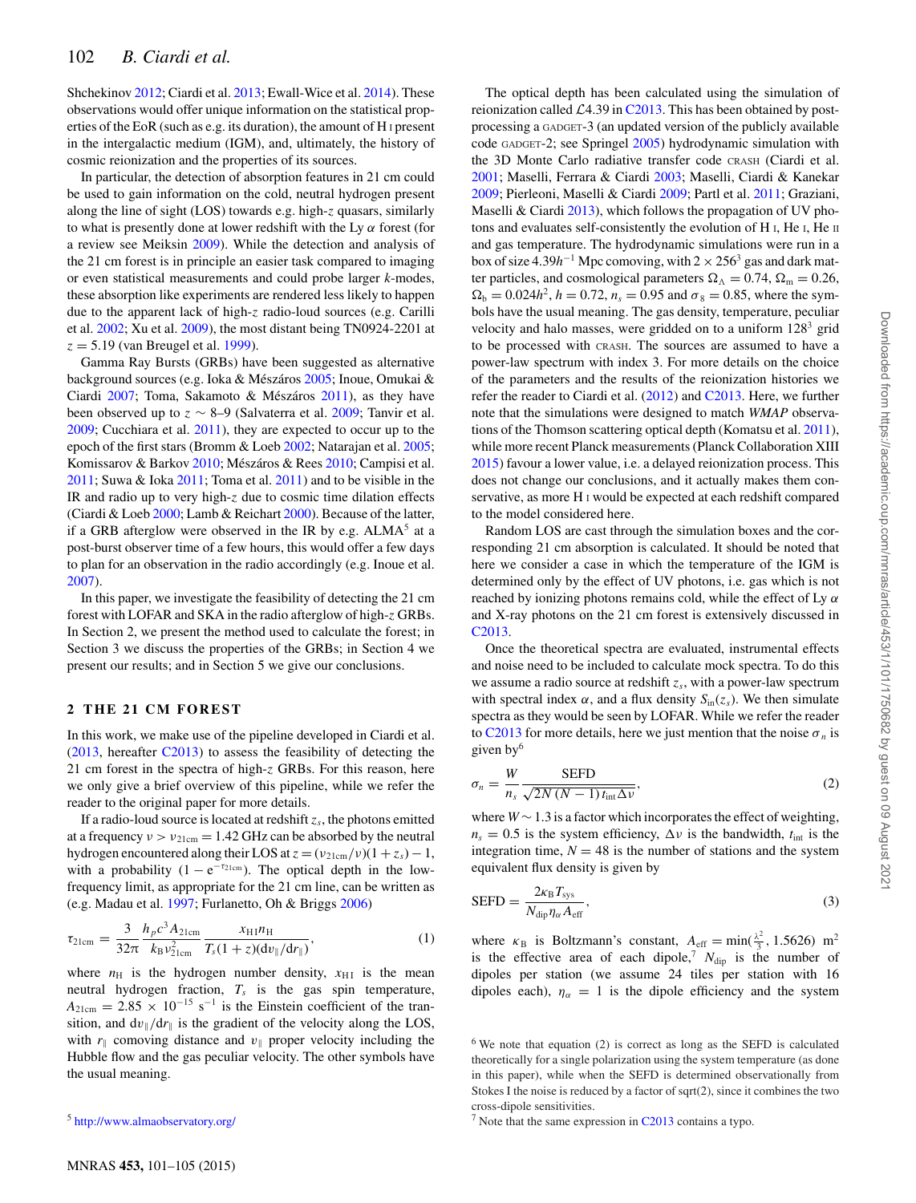Shchekinov 2012; Ciardi et al. 2013; Ewall-Wice et al. 2014). These observations would offer unique information on the statistical properties of the EoR (such as e.g. its duration), the amount of H I present in the intergalactic medium (IGM), and, ultimately, the history of cosmic reionization and the properties of its sources.

In particular, the detection of absorption features in 21 cm could be used to gain information on the cold, neutral hydrogen present along the line of sight (LOS) towards e.g. high-$z$ quasars, similarly to what is presently done at lower redshift with the Ly $\alpha$ forest (for a review see Meiksin 2009). While the detection and analysis of the 21 cm forest is in principle an easier task compared to imaging or even statistical measurements and could probe larger $k$-modes, these absorption like experiments are rendered less likely to happen due to the apparent lack of high-$z$ radio-loud sources (e.g. Carilli et al. 2002; Xu et al. 2009), the most distant being TN0924-2201 at $z = 5.19$ (van Breugel et al. 1999).

Gamma Ray Bursts (GRBs) have been suggested as alternative background sources (e.g. Ioka & Mészáros 2005; Inoue, Omukai & Ciardi 2007; Toma, Sakamoto & Mészáros 2011), as they have been observed up to $z \sim 8$–9 (Salvaterra et al. 2009; Tanvir et al. 2009; Cucchiara et al. 2011), they are expected to occur up to the epoch of the first stars (Bromm & Loeb 2002; Natarajan et al. 2005; Komissarov & Barkov 2010; Mészáros & Rees 2010; Campisi et al. 2011; Suwa & Ioka 2011; Toma et al. 2011) and to be visible in the IR and radio up to very high-$z$ due to cosmic time dilation effects (Ciardi & Loeb 2000; Lamb & Reichart 2000). Because of the latter, if a GRB afterglow were observed in the IR by e.g. ALMA[5] at a post-burst observer time of a few hours, this would offer a few days to plan for an observation in the radio accordingly (e.g. Inoue et al. 2007).

In this paper, we investigate the feasibility of detecting the 21 cm forest with LOFAR and SKA in the radio afterglow of high-$z$ GRBs. In Section 2, we present the method used to calculate the forest; in Section 3 we discuss the properties of the GRBs; in Section 4 we present our results; and in Section 5 we give our conclusions.

## 2 THE 21 CM FOREST

In this work, we make use of the pipeline developed in Ciardi et al. (2013, hereafter C2013) to assess the feasibility of detecting the 21 cm forest in the spectra of high-$z$ GRBs. For this reason, here we only give a brief overview of this pipeline, while we refer the reader to the original paper for more details.

If a radio-loud source is located at redshift $z_s$, the photons emitted at a frequency $\nu > \nu_{21\mathrm{cm}} = 1.42$ GHz can be absorbed by the neutral hydrogen encountered along their LOS at $z = (\nu_{21\mathrm{cm}}/\nu)(1 + z_s) - 1$, with a probability $(1 - \mathrm{e}^{-\tau_{21\mathrm{cm}}})$. The optical depth in the low-frequency limit, as appropriate for the 21 cm line, can be written as (e.g. Madau et al. 1997; Furlanetto, Oh & Briggs 2006)

$$\tau_{21\mathrm{cm}} = \frac{3}{32\pi}\frac{h_p c^3 A_{21\mathrm{cm}}}{k_\mathrm{B}\nu^2_{21\mathrm{cm}}}\frac{x_{\mathrm{HI}} n_\mathrm{H}}{T_s(1+z)(\mathrm{d}v_\parallel/\mathrm{d}r_\parallel)}, \quad (1)$$

where $n_\mathrm{H}$ is the hydrogen number density, $x_{\mathrm{HI}}$ is the mean neutral hydrogen fraction, $T_s$ is the gas spin temperature, $A_{21\mathrm{cm}} = 2.85 \times 10^{-15}$ s$^{-1}$ is the Einstein coefficient of the transition, and $\mathrm{d}v_\parallel/\mathrm{d}r_\parallel$ is the gradient of the velocity along the LOS, with $r_\parallel$ comoving distance and $v_\parallel$ proper velocity including the Hubble flow and the gas peculiar velocity. The other symbols have the usual meaning.

The optical depth has been calculated using the simulation of reionization called $\mathcal{L}4.39$ in C2013. This has been obtained by post-processing a GADGET-3 (an updated version of the publicly available code GADGET-2; see Springel 2005) hydrodynamic simulation with the 3D Monte Carlo radiative transfer code CRASH (Ciardi et al. 2001; Maselli, Ferrara & Ciardi 2003; Maselli, Ciardi & Kanekar 2009; Pierleoni, Maselli & Ciardi 2009; Partl et al. 2011; Graziani, Maselli & Ciardi 2013), which follows the propagation of UV photons and evaluates self-consistently the evolution of H I, He I, He II and gas temperature. The hydrodynamic simulations were run in a box of size $4.39h^{-1}$ Mpc comoving, with $2 \times 256^3$ gas and dark matter particles, and cosmological parameters $\Omega_\Lambda = 0.74$, $\Omega_\mathrm{m} = 0.26$, $\Omega_\mathrm{b} = 0.024h^2$, $h = 0.72$, $n_s = 0.95$ and $\sigma_8 = 0.85$, where the symbols have the usual meaning. The gas density, temperature, peculiar velocity and halo masses, were gridded on to a uniform $128^3$ grid to be processed with CRASH. The sources are assumed to have a power-law spectrum with index 3. For more details on the choice of the parameters and the results of the reionization histories we refer the reader to Ciardi et al. (2012) and C2013. Here, we further note that the simulations were designed to match *WMAP* observations of the Thomson scattering optical depth (Komatsu et al. 2011), while more recent Planck measurements (Planck Collaboration XIII 2015) favour a lower value, i.e. a delayed reionization process. This does not change our conclusions, and it actually makes them conservative, as more H I would be expected at each redshift compared to the model considered here.

Random LOS are cast through the simulation boxes and the corresponding 21 cm absorption is calculated. It should be noted that here we consider a case in which the temperature of the IGM is determined only by the effect of UV photons, i.e. gas which is not reached by ionizing photons remains cold, while the effect of Ly $\alpha$ and X-ray photons on the 21 cm forest is extensively discussed in C2013.

Once the theoretical spectra are evaluated, instrumental effects and noise need to be included to calculate mock spectra. To do this we assume a radio source at redshift $z_s$, with a power-law spectrum with spectral index $\alpha$, and a flux density $S_{\mathrm{in}}(z_s)$. We then simulate spectra as they would be seen by LOFAR. While we refer the reader to C2013 for more details, here we just mention that the noise $\sigma_n$ is given by[6]

$$\sigma_n = \frac{W}{n_s}\frac{\mathrm{SEFD}}{\sqrt{2N\,(N-1)\,t_{\mathrm{int}}\Delta\nu}}, \quad (2)$$

where $W \sim 1.3$ is a factor which incorporates the effect of weighting, $n_s = 0.5$ is the system efficiency, $\Delta\nu$ is the bandwidth, $t_{\mathrm{int}}$ is the integration time, $N = 48$ is the number of stations and the system equivalent flux density is given by

$$\mathrm{SEFD} = \frac{2\kappa_\mathrm{B} T_{\mathrm{sys}}}{N_{\mathrm{dip}}\eta_\alpha A_{\mathrm{eff}}}, \quad (3)$$

where $\kappa_\mathrm{B}$ is Boltzmann's constant, $A_{\mathrm{eff}} = \min(\frac{\lambda^2}{3}, 1.5626)$ m$^2$ is the effective area of each dipole,[7] $N_{\mathrm{dip}}$ is the number of dipoles per station (we assume 24 tiles per station with 16 dipoles each), $\eta_\alpha = 1$ is the dipole efficiency and the system

[5] http://www.almaobservatory.org/

[6] We note that equation (2) is correct as long as the SEFD is calculated theoretically for a single polarization using the system temperature (as done in this paper), while when the SEFD is determined observationally from Stokes I the noise is reduced by a factor of sqrt(2), since it combines the two cross-dipole sensitivities.

[7] Note that the same expression in C2013 contains a typo.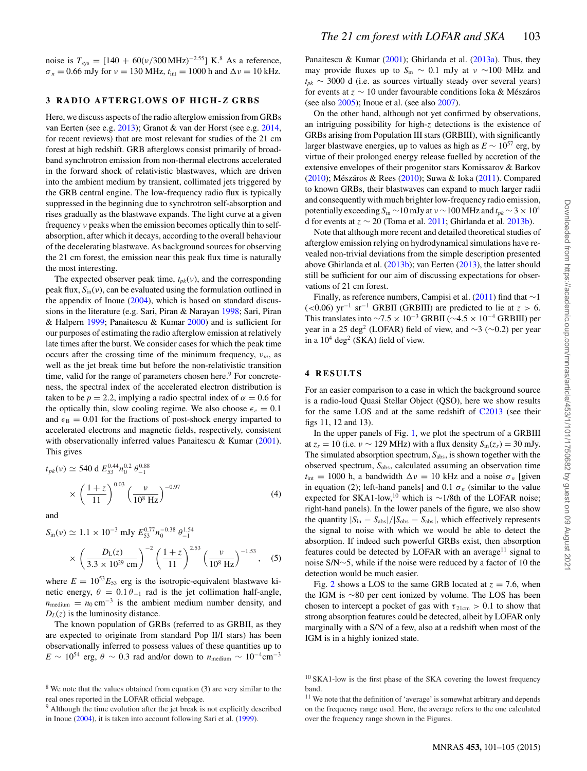noise is $T_{\rm sys} = [140 + 60(\nu/300\,{\rm MHz})^{-2.55}]$ K.[8] As a reference, $\sigma_n = 0.66$ mJy for $\nu = 130$ MHz, $t_{\rm int} = 1000$ h and $\Delta\nu = 10$ kHz.

## 3 RADIO AFTERGLOWS OF HIGH-$z$ GRBS

Here, we discuss aspects of the radio afterglow emission from GRBs van Eerten (see e.g. 2013); Granot & van der Horst (see e.g. 2014, for recent reviews) that are most relevant for studies of the 21 cm forest at high redshift. GRB afterglows consist primarily of broadband synchrotron emission from non-thermal electrons accelerated in the forward shock of relativistic blastwaves, which are driven into the ambient medium by transient, collimated jets triggered by the GRB central engine. The low-frequency radio flux is typically suppressed in the beginning due to synchrotron self-absorption and rises gradually as the blastwave expands. The light curve at a given frequency $\nu$ peaks when the emission becomes optically thin to self-absorption, after which it decays, according to the overall behaviour of the decelerating blastwave. As background sources for observing the 21 cm forest, the emission near this peak flux time is naturally the most interesting.

The expected observer peak time, $t_{pk}(\nu)$, and the corresponding peak flux, $S_{\rm in}(\nu)$, can be evaluated using the formulation outlined in the appendix of Inoue (2004), which is based on standard discussions in the literature (e.g. Sari, Piran & Narayan 1998; Sari, Piran & Halpern 1999; Panaitescu & Kumar 2000) and is sufficient for our purposes of estimating the radio afterglow emission at relatively late times after the burst. We consider cases for which the peak time occurs after the crossing time of the minimum frequency, $\nu_m$, as well as the jet break time but before the non-relativistic transition time, valid for the range of parameters chosen here.[9] For concreteness, the spectral index of the accelerated electron distribution is taken to be $p = 2.2$, implying a radio spectral index of $\alpha = 0.6$ for the optically thin, slow cooling regime. We also choose $\epsilon_e = 0.1$ and $\epsilon_{\rm B} = 0.01$ for the fractions of post-shock energy imparted to accelerated electrons and magnetic fields, respectively, consistent with observationally inferred values Panaitescu & Kumar (2001). This gives

$$t_{pk}(\nu) \simeq 540\ {\rm d}\ E_{53}^{0.44} n_0^{0.2}\ \theta_{-1}^{0.88} \times \left(\frac{1+z}{11}\right)^{0.03} \left(\frac{\nu}{10^8\ {\rm Hz}}\right)^{-0.97} \tag{4}$$

and

$$S_{\rm in}(\nu) \simeq 1.1 \times 10^{-3}\ {\rm mJy}\ E_{53}^{0.77} n_0^{-0.38}\ \theta_{-1}^{1.54} \times \left(\frac{D_{\rm L}(z)}{3.3 \times 10^{29}\ {\rm cm}}\right)^{-2} \left(\frac{1+z}{11}\right)^{2.53} \left(\frac{\nu}{10^8\ {\rm Hz}}\right)^{-1.53}, \tag{5}$$

where $E = 10^{53} E_{53}$ erg is the isotropic-equivalent blastwave kinetic energy, $\theta = 0.1\,\theta_{-1}$ rad is the jet collimation half-angle, $n_{\rm medium} = n_0\,{\rm cm}^{-3}$ is the ambient medium number density, and $D_L(z)$ is the luminosity distance.

The known population of GRBs (referred to as GRBII, as they are expected to originate from standard Pop II/I stars) have been observationally inferred to possess values of these quantities up to $E \sim 10^{54}$ erg, $\theta \sim 0.3$ rad and/or down to $n_{\rm medium} \sim 10^{-4}{\rm cm}^{-3}$ Panaitescu & Kumar (2001); Ghirlanda et al. (2013a). Thus, they may provide fluxes up to $S_{\rm in} \sim 0.1$ mJy at $\nu \sim$100 MHz and $t_{pk} \sim 3000$ d (i.e. as sources virtually steady over several years) for events at $z \sim 10$ under favourable conditions Ioka & Mészáros (see also 2005); Inoue et al. (see also 2007).

On the other hand, although not yet confirmed by observations, an intriguing possibility for high-$z$ detections is the existence of GRBs arising from Population III stars (GRBIII), with significantly larger blastwave energies, up to values as high as $E \sim 10^{57}$ erg, by virtue of their prolonged energy release fuelled by accretion of the extensive envelopes of their progenitor stars Komissarov & Barkov (2010); Mészáros & Rees (2010); Suwa & Ioka (2011). Compared to known GRBs, their blastwaves can expand to much larger radii and consequently with much brighter low-frequency radio emission, potentially exceeding $S_{\rm in} \sim$10 mJy at $\nu \sim$100 MHz and $t_{pk} \sim 3 \times 10^4$ d for events at $z \sim 20$ (Toma et al. 2011; Ghirlanda et al. 2013b).

Note that although more recent and detailed theoretical studies of afterglow emission relying on hydrodynamical simulations have revealed non-trivial deviations from the simple description presented above Ghirlanda et al. (2013b); van Eerten (2013), the latter should still be sufficient for our aim of discussing expectations for observations of 21 cm forest.

Finally, as reference numbers, Campisi et al. (2011) find that $\sim$1 ($<$0.06) ${\rm yr}^{-1}\ {\rm sr}^{-1}$ GRBII (GRBIII) are predicted to lie at $z > 6$. This translates into $\sim 7.5 \times 10^{-3}$ GRBII ($\sim 4.5 \times 10^{-4}$ GRBIII) per year in a 25 deg$^2$ (LOFAR) field of view, and $\sim$3 ($\sim$0.2) per year in a $10^4$ deg$^2$ (SKA) field of view.

## 4 RESULTS

For an easier comparison to a case in which the background source is a radio-loud Quasi Stellar Object (QSO), here we show results for the same LOS and at the same redshift of C2013 (see their figs 11, 12 and 13).

In the upper panels of Fig. 1, we plot the spectrum of a GRBIII at $z_s = 10$ (i.e. $\nu \sim 129$ MHz) with a flux density $S_{\rm in}(z_s) = 30$ mJy. The simulated absorption spectrum, $S_{\rm abs}$, is shown together with the observed spectrum, $S_{\rm obs}$, calculated assuming an observation time $t_{\rm int} = 1000$ h, a bandwidth $\Delta\nu = 10$ kHz and a noise $\sigma_n$ [given in equation (2); left-hand panels] and $0.1\ \sigma_n$ (similar to the value expected for SKA1-low,[10] which is $\sim$1/8th of the LOFAR noise; right-hand panels). In the lower panels of the figure, we also show the quantity $|S_{\rm in} - S_{\rm abs}|/|S_{\rm obs} - S_{\rm abs}|$, which effectively represents the signal to noise with which we would be able to detect the absorption. If indeed such powerful GRBs exist, then absorption features could be detected by LOFAR with an average[11] signal to noise S/N$\sim$5, while if the noise were reduced by a factor of 10 the detection would be much easier.

Fig. 2 shows a LOS to the same GRB located at $z = 7.6$, when the IGM is $\sim$80 per cent ionized by volume. The LOS has been chosen to intercept a pocket of gas with $\tau_{21{\rm cm}} > 0.1$ to show that strong absorption features could be detected, albeit by LOFAR only marginally with a S/N of a few, also at a redshift when most of the IGM is in a highly ionized state.

[8] We note that the values obtained from equation (3) are very similar to the real ones reported in the LOFAR official webpage.

[9] Although the time evolution after the jet break is not explicitly described in Inoue (2004), it is taken into account following Sari et al. (1999).

[10] SKA1-low is the first phase of the SKA covering the lowest frequency band.

[11] We note that the definition of 'average' is somewhat arbitrary and depends on the frequency range used. Here, the average refers to the one calculated over the frequency range shown in the Figures.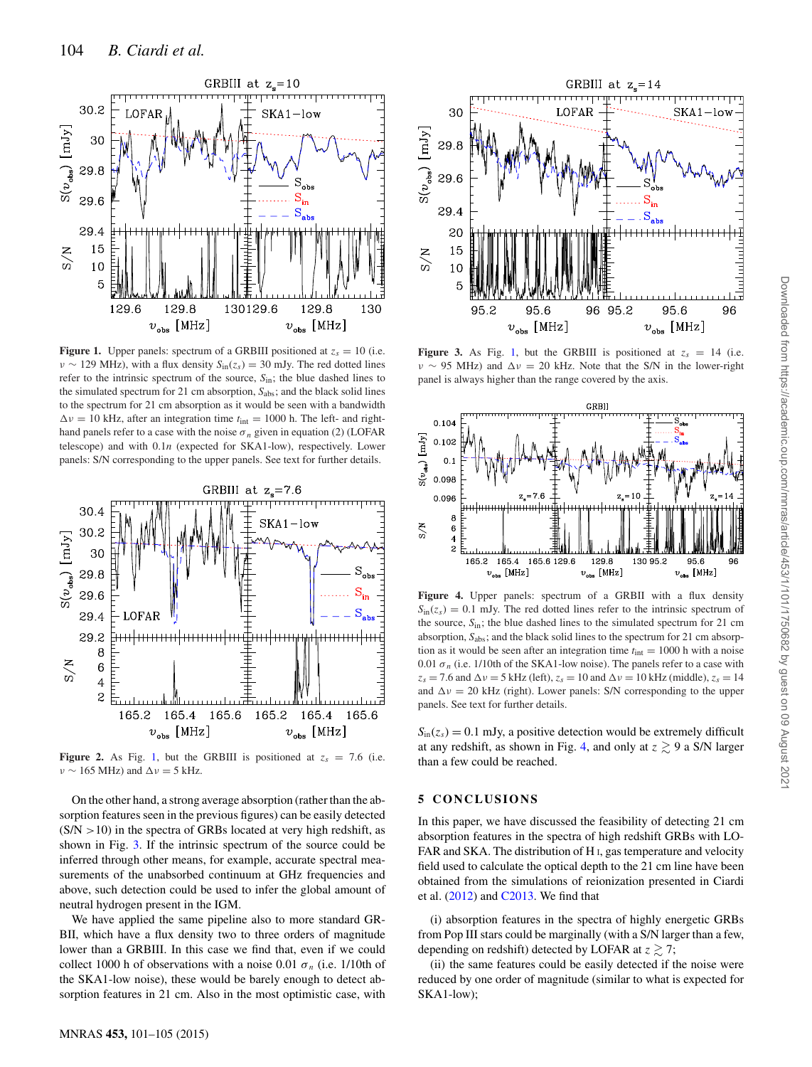**Figure 1.** Upper panels: spectrum of a GRBIII positioned at $z_s = 10$ (i.e. $\nu \sim 129$ MHz), with a flux density $S_{\rm in}(z_s) = 30$ mJy. The red dotted lines refer to the intrinsic spectrum of the source, $S_{\rm in}$; the blue dashed lines to the simulated spectrum for 21 cm absorption, $S_{\rm abs}$; and the black solid lines to the spectrum for 21 cm absorption as it would be seen with a bandwidth $\Delta\nu = 10$ kHz, after an integration time $t_{\rm int} = 1000$ h. The left- and right-hand panels refer to a case with the noise $\sigma_n$ given in equation (2) (LOFAR telescope) and with $0.1n$ (expected for SKA1-low), respectively. Lower panels: S/N corresponding to the upper panels. See text for further details.

**Figure 2.** As Fig. 1, but the GRBIII is positioned at $z_s = 7.6$ (i.e. $\nu \sim 165$ MHz) and $\Delta\nu = 5$ kHz.

On the other hand, a strong average absorption (rather than the absorption features seen in the previous figures) can be easily detected (S/N >10) in the spectra of GRBs located at very high redshift, as shown in Fig. 3. If the intrinsic spectrum of the source could be inferred through other means, for example, accurate spectral measurements of the unabsorbed continuum at GHz frequencies and above, such detection could be used to infer the global amount of neutral hydrogen present in the IGM.

We have applied the same pipeline also to more standard GRBII, which have a flux density two to three orders of magnitude lower than a GRBIII. In this case we find that, even if we could collect 1000 h of observations with a noise $0.01\ \sigma_n$ (i.e. 1/10th of the SKA1-low noise), these would be barely enough to detect absorption features in 21 cm. Also in the most optimistic case, with $S_{\rm in}(z_s) = 0.1$ mJy, a positive detection would be extremely difficult at any redshift, as shown in Fig. 4, and only at $z \gtrsim 9$ a S/N larger than a few could be reached.

**Figure 3.** As Fig. 1, but the GRBIII is positioned at $z_s = 14$ (i.e. $\nu \sim 95$ MHz) and $\Delta\nu = 20$ kHz. Note that the S/N in the lower-right panel is always higher than the range covered by the axis.

**Figure 4.** Upper panels: spectrum of a GRBII with a flux density $S_{\rm in}(z_s) = 0.1$ mJy. The red dotted lines refer to the intrinsic spectrum of the source, $S_{\rm in}$; the blue dashed lines to the simulated spectrum for 21 cm absorption, $S_{\rm abs}$; and the black solid lines to the spectrum for 21 cm absorption as it would be seen after an integration time $t_{\rm int} = 1000$ h with a noise $0.01\ \sigma_n$ (i.e. 1/10th of the SKA1-low noise). The panels refer to a case with $z_s = 7.6$ and $\Delta\nu = 5$ kHz (left), $z_s = 10$ and $\Delta\nu = 10$ kHz (middle), $z_s = 14$ and $\Delta\nu = 20$ kHz (right). Lower panels: S/N corresponding to the upper panels. See text for further details.

## 5 CONCLUSIONS

In this paper, we have discussed the feasibility of detecting 21 cm absorption features in the spectra of high redshift GRBs with LOFAR and SKA. The distribution of H I, gas temperature and velocity field used to calculate the optical depth to the 21 cm line have been obtained from the simulations of reionization presented in Ciardi et al. (2012) and C2013. We find that

(i) absorption features in the spectra of highly energetic GRBs from Pop III stars could be marginally (with a S/N larger than a few, depending on redshift) detected by LOFAR at $z \gtrsim 7$;

(ii) the same features could be easily detected if the noise were reduced by one order of magnitude (similar to what is expected for SKA1-low);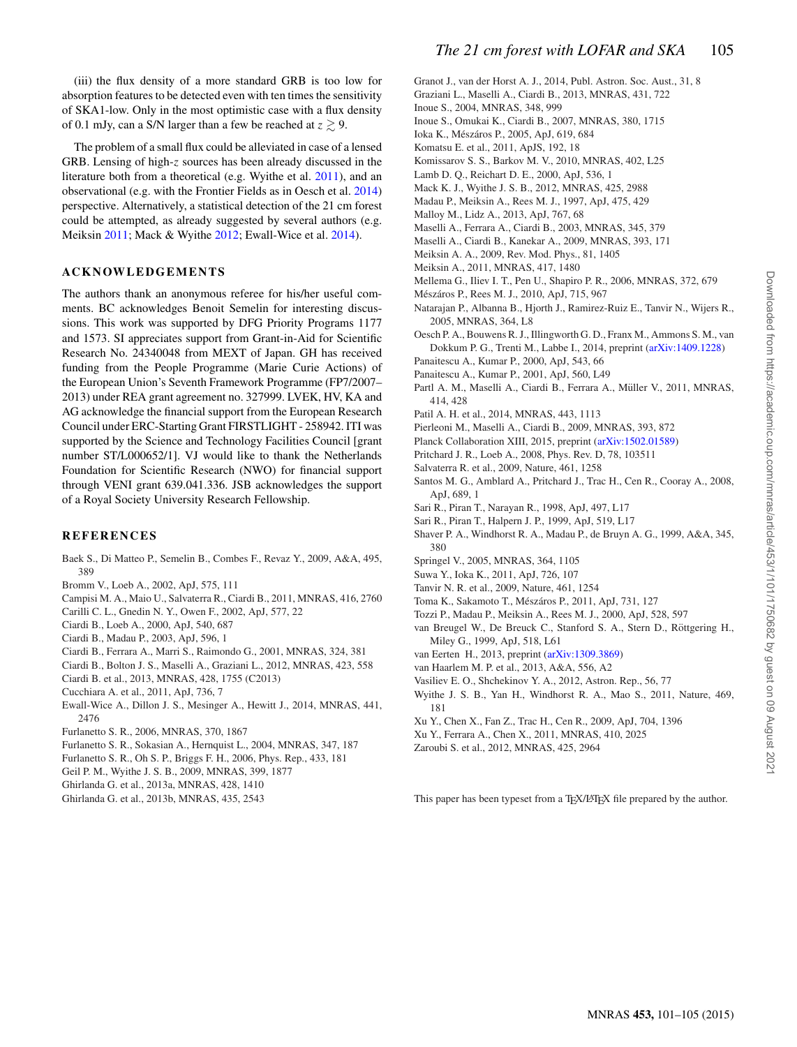(iii) the flux density of a more standard GRB is too low for absorption features to be detected even with ten times the sensitivity of SKA1-low. Only in the most optimistic case with a flux density of 0.1 mJy, can a S/N larger than a few be reached at $z \gtrsim 9$.

The problem of a small flux could be alleviated in case of a lensed GRB. Lensing of high-$z$ sources has been already discussed in the literature both from a theoretical (e.g. Wyithe et al. 2011), and an observational (e.g. with the Frontier Fields as in Oesch et al. 2014) perspective. Alternatively, a statistical detection of the 21 cm forest could be attempted, as already suggested by several authors (e.g. Meiksin 2011; Mack & Wyithe 2012; Ewall-Wice et al. 2014).

## ACKNOWLEDGEMENTS

The authors thank an anonymous referee for his/her useful comments. BC acknowledges Benoit Semelin for interesting discussions. This work was supported by DFG Priority Programs 1177 and 1573. SI appreciates support from Grant-in-Aid for Scientific Research No. 24340048 from MEXT of Japan. GH has received funding from the People Programme (Marie Curie Actions) of the European Union's Seventh Framework Programme (FP7/2007–2013) under REA grant agreement no. 327999. LVEK, HV, KA and AG acknowledge the financial support from the European Research Council under ERC-Starting Grant FIRSTLIGHT - 258942. ITI was supported by the Science and Technology Facilities Council [grant number ST/L000652/1]. VJ would like to thank the Netherlands Foundation for Scientific Research (NWO) for financial support through VENI grant 639.041.336. JSB acknowledges the support of a Royal Society University Research Fellowship.

## REFERENCES

Baek S., Di Matteo P., Semelin B., Combes F., Revaz Y., 2009, A&A, 495, 389

Bromm V., Loeb A., 2002, ApJ, 575, 111

Campisi M. A., Maio U., Salvaterra R., Ciardi B., 2011, MNRAS, 416, 2760

Carilli C. L., Gnedin N. Y., Owen F., 2002, ApJ, 577, 22

Ciardi B., Loeb A., 2000, ApJ, 540, 687

Ciardi B., Madau P., 2003, ApJ, 596, 1

Ciardi B., Ferrara A., Marri S., Raimondo G., 2001, MNRAS, 324, 381

Ciardi B., Bolton J. S., Maselli A., Graziani L., 2012, MNRAS, 423, 558

Ciardi B. et al., 2013, MNRAS, 428, 1755 (C2013)

Cucchiara A. et al., 2011, ApJ, 736, 7

Ewall-Wice A., Dillon J. S., Mesinger A., Hewitt J., 2014, MNRAS, 441, 2476

Furlanetto S. R., 2006, MNRAS, 370, 1867

Furlanetto S. R., Sokasian A., Hernquist L., 2004, MNRAS, 347, 187

Furlanetto S. R., Oh S. P., Briggs F. H., 2006, Phys. Rep., 433, 181

Geil P. M., Wyithe J. S. B., 2009, MNRAS, 399, 1877

Ghirlanda G. et al., 2013a, MNRAS, 428, 1410

Ghirlanda G. et al., 2013b, MNRAS, 435, 2543

Granot J., van der Horst A. J., 2014, Publ. Astron. Soc. Aust., 31, 8

Graziani L., Maselli A., Ciardi B., 2013, MNRAS, 431, 722

Inoue S., 2004, MNRAS, 348, 999

Inoue S., Omukai K., Ciardi B., 2007, MNRAS, 380, 1715

Ioka K., Mészáros P., 2005, ApJ, 619, 684

Komatsu E. et al., 2011, ApJS, 192, 18

Komissarov S. S., Barkov M. V., 2010, MNRAS, 402, L25

Lamb D. Q., Reichart D. E., 2000, ApJ, 536, 1

Mack K. J., Wyithe J. S. B., 2012, MNRAS, 425, 2988

Madau P., Meiksin A., Rees M. J., 1997, ApJ, 475, 429

Malloy M., Lidz A., 2013, ApJ, 767, 68

Maselli A., Ferrara A., Ciardi B., 2003, MNRAS, 345, 379

Maselli A., Ciardi B., Kanekar A., 2009, MNRAS, 393, 171

Meiksin A. A., 2009, Rev. Mod. Phys., 81, 1405

Meiksin A., 2011, MNRAS, 417, 1480

Mellema G., Iliev I. T., Pen U., Shapiro P. R., 2006, MNRAS, 372, 679

Mészáros P., Rees M. J., 2010, ApJ, 715, 967

Natarajan P., Albanna B., Hjorth J., Ramirez-Ruiz E., Tanvir N., Wijers R., 2005, MNRAS, 364, L8

Oesch P. A., Bouwens R. J., Illingworth G. D., Franx M., Ammons S. M., van Dokkum P. G., Trenti M., Labbe I., 2014, preprint (arXiv:1409.1228)

Panaitescu A., Kumar P., 2000, ApJ, 543, 66

Panaitescu A., Kumar P., 2001, ApJ, 560, L49

Partl A. M., Maselli A., Ciardi B., Ferrara A., Müller V., 2011, MNRAS, 414, 428

Patil A. H. et al., 2014, MNRAS, 443, 1113

Pierleoni M., Maselli A., Ciardi B., 2009, MNRAS, 393, 872

Planck Collaboration XIII, 2015, preprint (arXiv:1502.01589)

Pritchard J. R., Loeb A., 2008, Phys. Rev. D, 78, 103511

Salvaterra R. et al., 2009, Nature, 461, 1258

Santos M. G., Amblard A., Pritchard J., Trac H., Cen R., Cooray A., 2008, ApJ, 689, 1

Sari R., Piran T., Narayan R., 1998, ApJ, 497, L17

Sari R., Piran T., Halpern J. P., 1999, ApJ, 519, L17

Shaver P. A., Windhorst R. A., Madau P., de Bruyn A. G., 1999, A&A, 345, 380

Springel V., 2005, MNRAS, 364, 1105

Suwa Y., Ioka K., 2011, ApJ, 726, 107

Tanvir N. R. et al., 2009, Nature, 461, 1254

Toma K., Sakamoto T., Mészáros P., 2011, ApJ, 731, 127

Tozzi P., Madau P., Meiksin A., Rees M. J., 2000, ApJ, 528, 597

van Breugel W., De Breuck C., Stanford S. A., Stern D., Röttgering H., Miley G., 1999, ApJ, 518, L61

van Eerten H., 2013, preprint (arXiv:1309.3869)

van Haarlem M. P. et al., 2013, A&A, 556, A2

Vasiliev E. O., Shchekinov Y. A., 2012, Astron. Rep., 56, 77

Wyithe J. S. B., Yan H., Windhorst R. A., Mao S., 2011, Nature, 469, 181

Xu Y., Chen X., Fan Z., Trac H., Cen R., 2009, ApJ, 704, 1396

Xu Y., Ferrara A., Chen X., 2011, MNRAS, 410, 2025

Zaroubi S. et al., 2012, MNRAS, 425, 2964

This paper has been typeset from a TEX/LATEX file prepared by the author.